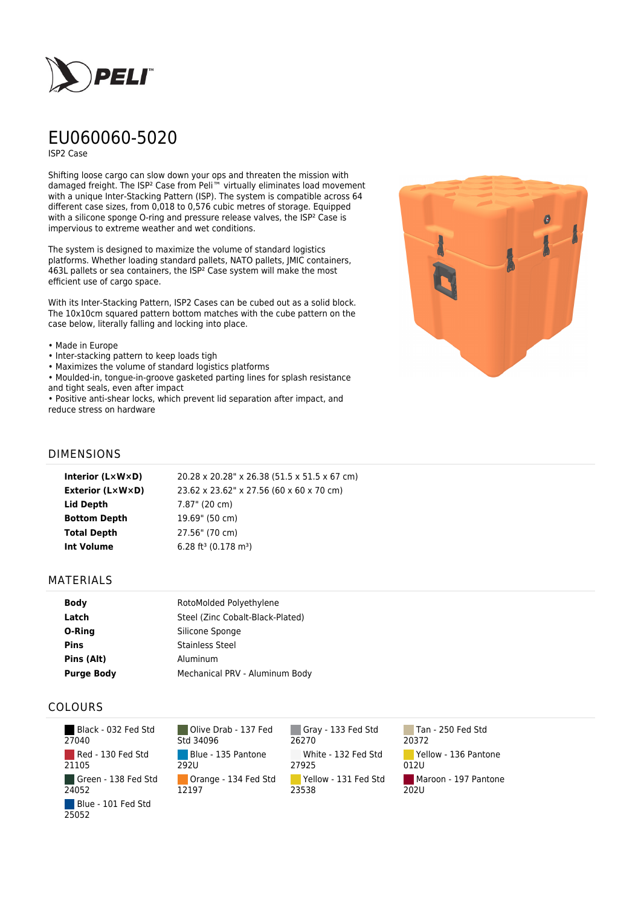# EU060060-5020

ISP2 Case

Shifting loose cargo can slow down your ops and threaten the mission with damaged freight. The ISP² Case from Peli™ virtually eliminates load movement with a unique Inter-Stacking Pattern (ISP). The system is compatible across 64 different case sizes, from 0,018 to 0,576 cubic metres of storage. Equipped with a silicone sponge O-ring and pressure release valves, the ISP² Case is impervious to extreme weather and wet conditions.

The system is designed to maximize the volume of standard logistics platforms. Whether loading standard pallets, NATO pallets, JMIC containers, 463L pallets or sea containers, the ISP² Case system will make the most efficient use of cargo space.

With its Inter-Stacking Pattern, ISP2 Cases can be cubed out as a solid block. The 10x10cm squared pattern bottom matches with the cube pattern on the case below, literally falling and locking into place.

- Made in Europe
- Inter-stacking pattern to keep loads tigh
- Maximizes the volume of standard logistics platforms
- Moulded-in, tongue-in-groove gasketed parting lines for splash resistance and tight seals, even after impact
- Positive anti-shear locks, which prevent lid separation after impact, and reduce stress on hardware

## DIMENSIONS

| | |
|---|---|
| **Interior (L×W×D)** | 20.28 x 20.28" x 26.38 (51.5 x 51.5 x 67 cm) |
| **Exterior (L×W×D)** | 23.62 x 23.62" x 27.56 (60 x 60 x 70 cm) |
| **Lid Depth** | 7.87" (20 cm) |
| **Bottom Depth** | 19.69" (50 cm) |
| **Total Depth** | 27.56" (70 cm) |
| **Int Volume** | 6.28 ft³ (0.178 m³) |

## MATERIALS

| | |
|---|---|
| **Body** | RotoMolded Polyethylene |
| **Latch** | Steel (Zinc Cobalt-Black-Plated) |
| **O-Ring** | Silicone Sponge |
| **Pins** | Stainless Steel |
| **Pins (Alt)** | Aluminum |
| **Purge Body** | Mechanical PRV - Aluminum Body |

## COLOURS

- Black - 032 Fed Std 27040
- Olive Drab - 137 Fed Std 34096
- Gray - 133 Fed Std 26270
- Tan - 250 Fed Std 20372
- Red - 130 Fed Std 21105
- Blue - 135 Pantone 292U
- White - 132 Fed Std 27925
- Yellow - 136 Pantone 012U
- Green - 138 Fed Std 24052
- Orange - 134 Fed Std 12197
- Yellow - 131 Fed Std 23538
- Maroon - 197 Pantone 202U
- Blue - 101 Fed Std 25052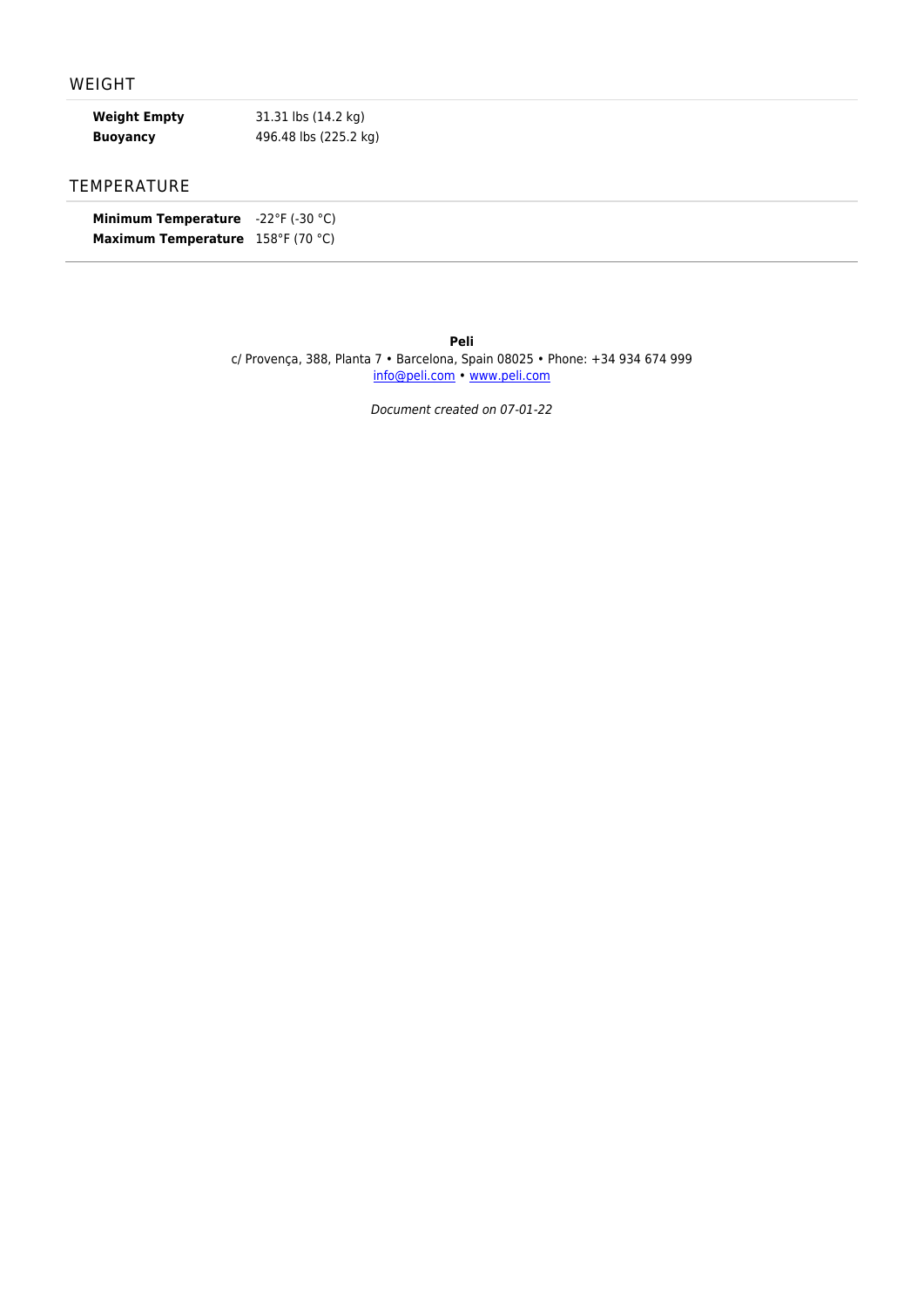## WEIGHT

| | |
|---|---|
| **Weight Empty** | 31.31 lbs (14.2 kg) |
| **Buoyancy** | 496.48 lbs (225.2 kg) |

## TEMPERATURE

| | |
|---|---|
| **Minimum Temperature** | -22°F (-30 °C) |
| **Maximum Temperature** | 158°F (70 °C) |

**Peli**
c/ Provença, 388, Planta 7 • Barcelona, Spain 08025 • Phone: +34 934 674 999
info@peli.com • www.peli.com

*Document created on 07-01-22*